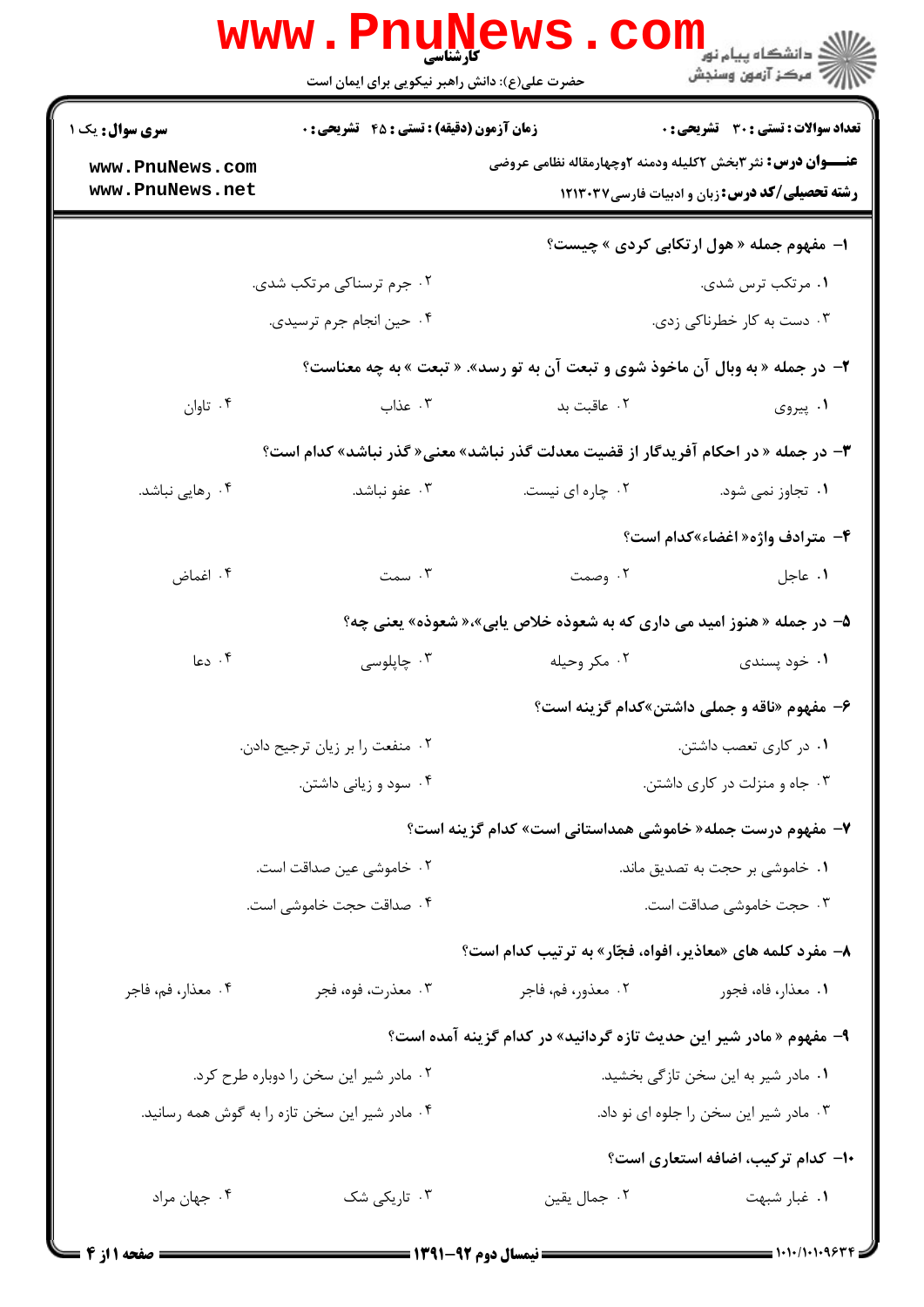کارشناسی

حضرت علی(ع): دانش راهبر نیکویی برای ایمان است

**سری سوال:** یک ۱

**زمان آزمون (دقیقه) : تستی : ۴۵ تشریحی : ۰**

**تعداد سوالات : تستی : ۳۰ تشریحی : ۰**

**عنـــوان درس:** نثر۳بخش ۲کلیله ودمنه ۲وچهارمقاله نظامی عروضی

**رشته تحصیلی/کد درس:** زبان و ادبیات فارسی۱۲۱۳۰۳۷

۱- مفهوم جمله « هول ارتکابی کردی » چیست؟

۱. مرتکب ترس شدی.
۲. جرم ترسناکی مرتکب شدی.
۳. دست به کار خطرناکی زدی.
۴. حین انجام جرم ترسیدی.

۲- در جمله « به وبال آن ماخوذ شوی و تبعت آن به تو رسد». « تبعت » به چه معناست؟

۱. پیروی
۲. عاقبت بد
۳. عذاب
۴. تاوان

۳- در جمله « در احکام آفریدگار از قضیت معدلت گذر نباشد» معنی« گذر نباشد» کدام است؟

۱. تجاوز نمی شود.
۲. چاره ای نیست.
۳. عفو نباشد.
۴. رهایی نباشد.

۴- مترادف واژه« اغضاء»کدام است؟

۱. عاجل
۲. وصمت
۳. سمت
۴. اغماض

۵- در جمله « هنوز امید می داری که به شعوذه خلاص یابی».« شعوذه» یعنی چه؟

۱. خود پسندی
۲. مکر وحیله
۳. چاپلوسی
۴. دعا

۶- مفهوم «ناقه و جملی داشتن»کدام گزینه است؟

۱. در کاری تعصب داشتن.
۲. منفعت را بر زیان ترجیح دادن.
۳. جاه و منزلت در کاری داشتن.
۴. سود و زیانی داشتن.

۷- مفهوم درست جمله« خاموشی همداستانی است» کدام گزینه است؟

۱. خاموشی بر حجت به تصدیق ماند.
۲. خاموشی عین صداقت است.
۳. حجت خاموشی صداقت است.
۴. صداقت حجت خاموشی است.

۸- مفرد کلمه های «معاذیر، افواه، فجّار» به ترتیب کدام است؟

۱. معذار، فاه، فجور
۲. معذور، فم، فاجر
۳. معذرت، فوه، فجر
۴. معذار، فم، فاجر

۹- مفهوم « مادر شیر این حدیث تازه گردانید» در کدام گزینه آمده است؟

۱. مادر شیر به این سخن تازگی بخشید.
۲. مادر شیر این سخن را دوباره طرح کرد.
۳. مادر شیر این سخن را جلوه ای نو داد.
۴. مادر شیر این سخن تازه را به گوش همه رسانید.

۱۰- کدام ترکیب، اضافه استعاری است؟

۱. غبار شبهت
۲. جمال یقین
۳. تاریکی شک
۴. جهان مراد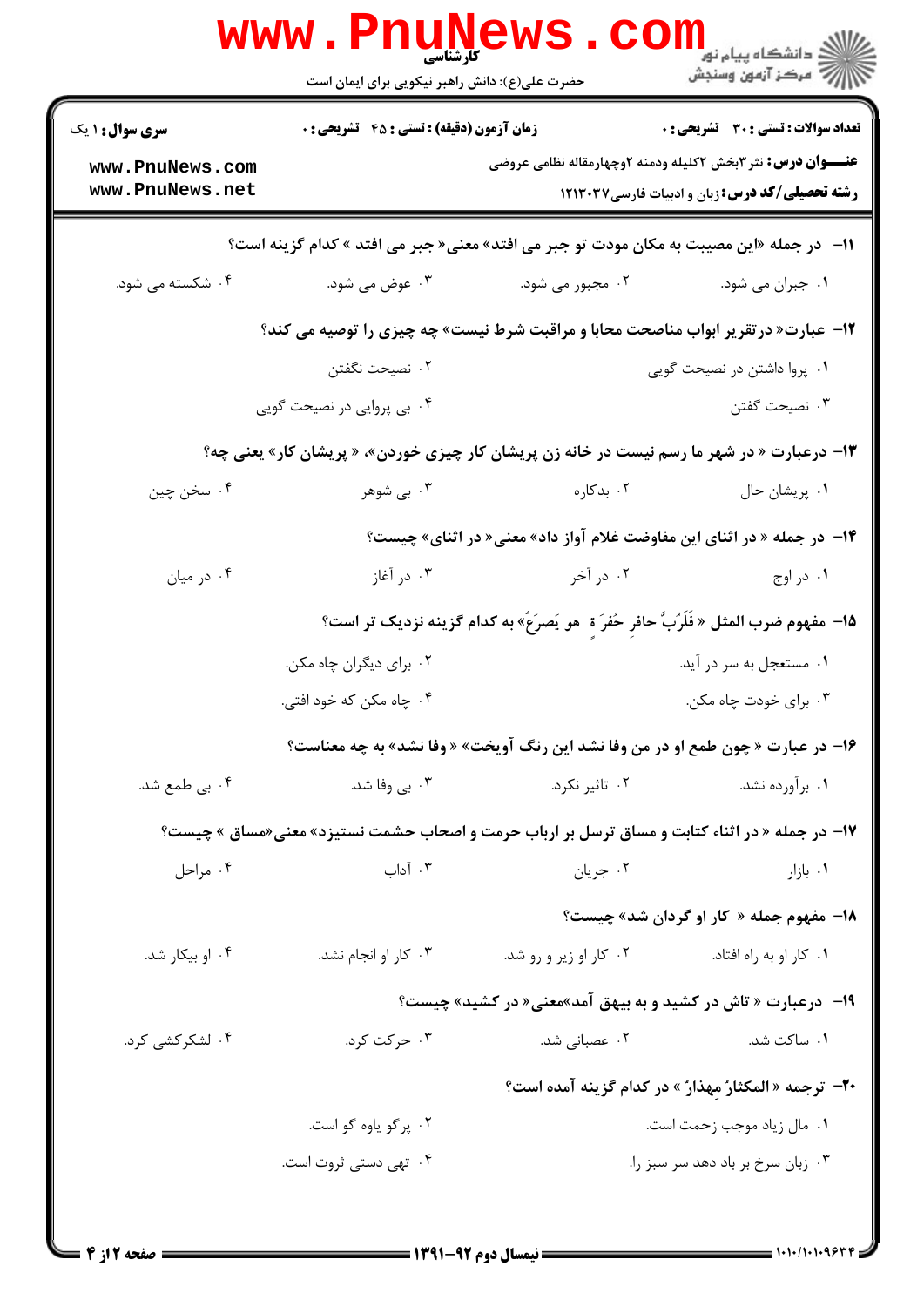۱۱- در جمله «این مصیبت به مکان مودت تو جبر می افتد» معنی« جبر می افتد » کدام گزینه است؟

۱. جبران می شود.
۲. مجبور می شود.
۳. عوض می شود.
۴. شکسته می شود.

۱۲- عبارت« درتقریر ابواب مناصحت محابا و مراقبت شرط نیست» چه چیزی را توصیه می کند؟

۱. پروا داشتن در نصیحت گویی
۲. نصیحت نگفتن
۳. نصیحت گفتن
۴. بی پروایی در نصیحت گویی

۱۳- درعبارت « در شهر ما رسم نیست در خانه زن پریشان کار چیزی خوردن»، « پریشان کار» یعنی چه؟

۱. پریشان حال
۲. بدکاره
۳. بی شوهر
۴. سخن چین

۱۴- در جمله « در اثنای این مفاوضت غلام آواز داد» معنی« در اثنای» چیست؟

۱. در اوج
۲. در آخر
۳. در آغاز
۴. در میان

۱۵- مفهوم ضرب المثل « فَلَرُبَّ حافرِ حُفرَةٍ هو یَصرَعُ» به کدام گزینه نزدیک تر است؟

۱. مستعجل به سر در آید.
۲. برای دیگران چاه مکن.
۳. برای خودت چاه مکن.
۴. چاه مکن که خود افتی.

۱۶- در عبارت « چون طمع او در من وفا نشد این رنگ آویخت» « وفا نشد» به چه معناست؟

۱. برآورده نشد.
۲. تاثیر نکرد.
۳. بی وفا شد.
۴. بی طمع شد.

۱۷- در جمله « در اثناء کتابت و مساق ترسل بر ارباب حرمت و اصحاب حشمت نستیزد» معنی«مساق » چیست؟

۱. بازار
۲. جریان
۳. آداب
۴. مراحل

۱۸- مفهوم جمله « کار او گردان شد» چیست؟

۱. کار او به راه افتاد.
۲. کار او زیر و رو شد.
۳. کار او انجام نشد.
۴. او بیکار شد.

۱۹- درعبارت « تاش در کشید و به بیهق آمد»معنی« در کشید» چیست؟

۱. ساکت شد.
۲. عصبانی شد.
۳. حرکت کرد.
۴. لشکرکشی کرد.

۲۰- ترجمه « المکثارُ مِهذارٌ » در کدام گزینه آمده است؟

۱. مال زیاد موجب زحمت است.
۲. پرگو یاوه گو است.
۳. زبان سرخ بر باد دهد سر سبز را.
۴. تهی دستی ثروت است.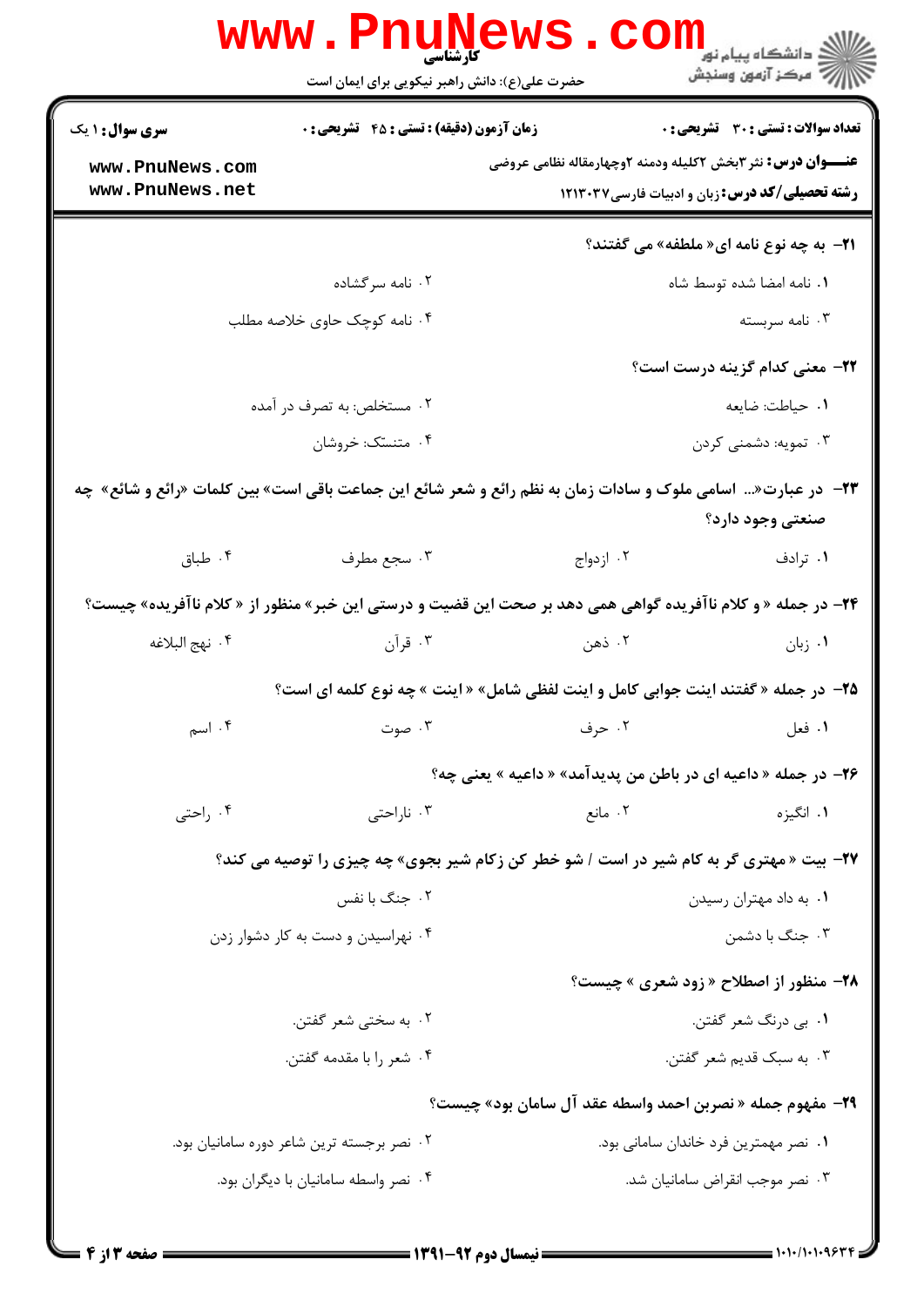**سری سوال:** ۱ یک

**زمان آزمون (دقیقه):** تستی: ۴۵ تشریحی: ۰

**تعداد سوالات:** تستی: ۳۰ تشریحی: ۰

**عنـــوان درس:** نثر۳بخش ۲کلیله ودمنه ۲وچهارمقاله نظامی عروضی

**رشته تحصیلی/کد درس:** زبان و ادبیات فارسی۱۲۱۳۰۳۷

**۲۱- به چه نوع نامه ای« ملطفه» می گفتند؟**

۱. نامه امضا شده توسط شاه
۲. نامه سرگشاده
۳. نامه سربسته
۴. نامه کوچک حاوی خلاصه مطلب

**۲۲- معنی کدام گزینه درست است؟**

۱. حیاطت: ضایعه
۲. مستخلص: به تصرف در آمده
۳. تمویه: دشمنی کردن
۴. متنسک: خروشان

**۲۳- در عبارت«... اسامی ملوک و سادات زمان به نظم رائع و شعر شائع این جماعت باقی است» بین کلمات «رائع و شائع» چه صنعتی وجود دارد؟**

۱. ترادف
۲. ازدواج
۳. سجع مطرف
۴. طباق

**۲۴- در جمله « و کلام ناآفریده گواهی همی دهد بر صحت این قضیت و درستی این خبر» منظور از « کلام ناآفریده» چیست؟**

۱. زبان
۲. ذهن
۳. قرآن
۴. نهج البلاغه

**۲۵- در جمله « گفتند اینت جوابی کامل و اینت لفظی شامل» « اینت » چه نوع کلمه ای است؟**

۱. فعل
۲. حرف
۳. صوت
۴. اسم

**۲۶- در جمله « داعیه ای در باطن من پدیدآمد» « داعیه » یعنی چه؟**

۱. انگیزه
۲. مانع
۳. ناراحتی
۴. راحتی

**۲۷- بیت « مهتری گر به کام شیر در است / شو خطر کن زکام شیر بجوی» چه چیزی را توصیه می کند؟**

۱. به داد مهتران رسیدن
۲. جنگ با نفس
۳. جنگ با دشمن
۴. نهراسیدن و دست به کار دشوار زدن

**۲۸- منظور از اصطلاح « زود شعری » چیست؟**

۱. بی درنگ شعر گفتن.
۲. به سختی شعر گفتن.
۳. به سبک قدیم شعر گفتن.
۴. شعر را با مقدمه گفتن.

**۲۹- مفهوم جمله « نصربن احمد واسطه عقد آل سامان بود» چیست؟**

۱. نصر مهمترین فرد خاندان سامانی بود.
۲. نصر برجسته ترین شاعر دوره سامانیان بود.
۳. نصر موجب انقراض سامانیان شد.
۴. نصر واسطه سامانیان با دیگران بود.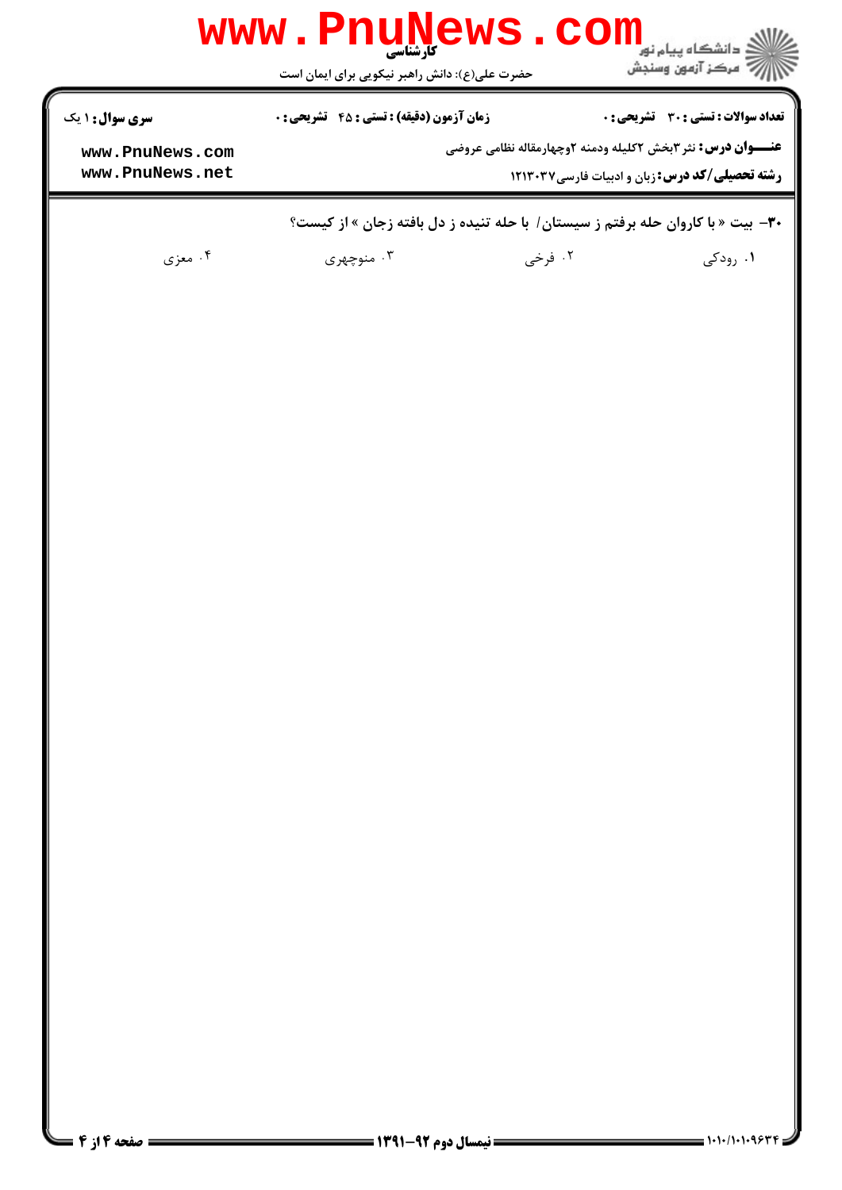**۳۰- بیت « با کاروان حله برفتم ز سیستان/ با حله تنیده ز دل بافته زجان » از کیست؟**

۱. رودکی

۲. فرخی

۳. منوچهری

۴. معزی